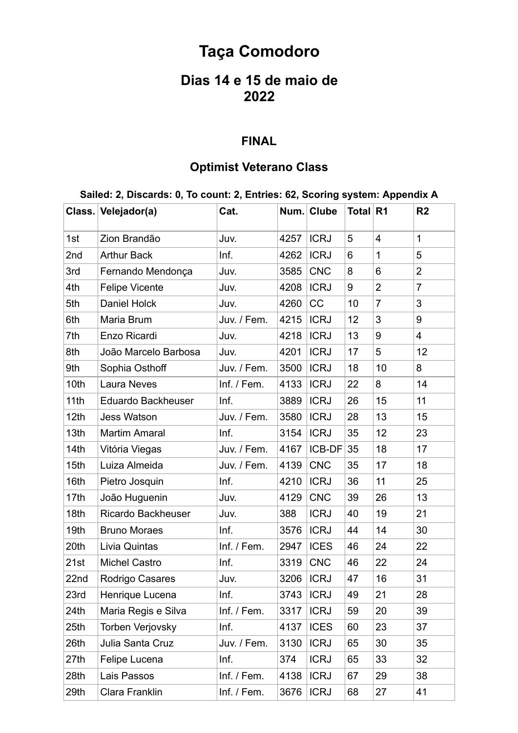# Taça Comodoro

## Dias 14 e 15 de maio de 2022

### FINAL

### Optimist Veterano Class

**Sailed: 2, Discards: 0, To count: 2, Entries: 62, Scoring system: Appendix A**

| Class. | Velejador(a) | Cat. | Num. | Clube | Total | R1 | R2 |
|---|---|---|---|---|---|---|---|
| 1st | Zion Brandão | Juv. | 4257 | ICRJ | 5 | 4 | 1 |
| 2nd | Arthur Back | Inf. | 4262 | ICRJ | 6 | 1 | 5 |
| 3rd | Fernando Mendonça | Juv. | 3585 | CNC | 8 | 6 | 2 |
| 4th | Felipe Vicente | Juv. | 4208 | ICRJ | 9 | 2 | 7 |
| 5th | Daniel Holck | Juv. | 4260 | CC | 10 | 7 | 3 |
| 6th | Maria Brum | Juv. / Fem. | 4215 | ICRJ | 12 | 3 | 9 |
| 7th | Enzo Ricardi | Juv. | 4218 | ICRJ | 13 | 9 | 4 |
| 8th | João Marcelo Barbosa | Juv. | 4201 | ICRJ | 17 | 5 | 12 |
| 9th | Sophia Osthoff | Juv. / Fem. | 3500 | ICRJ | 18 | 10 | 8 |
| 10th | Laura Neves | Inf. / Fem. | 4133 | ICRJ | 22 | 8 | 14 |
| 11th | Eduardo Backheuser | Inf. | 3889 | ICRJ | 26 | 15 | 11 |
| 12th | Jess Watson | Juv. / Fem. | 3580 | ICRJ | 28 | 13 | 15 |
| 13th | Martim Amaral | Inf. | 3154 | ICRJ | 35 | 12 | 23 |
| 14th | Vitória Viegas | Juv. / Fem. | 4167 | ICB-DF | 35 | 18 | 17 |
| 15th | Luiza Almeida | Juv. / Fem. | 4139 | CNC | 35 | 17 | 18 |
| 16th | Pietro Josquin | Inf. | 4210 | ICRJ | 36 | 11 | 25 |
| 17th | João Huguenin | Juv. | 4129 | CNC | 39 | 26 | 13 |
| 18th | Ricardo Backheuser | Juv. | 388 | ICRJ | 40 | 19 | 21 |
| 19th | Bruno Moraes | Inf. | 3576 | ICRJ | 44 | 14 | 30 |
| 20th | Livia Quintas | Inf. / Fem. | 2947 | ICES | 46 | 24 | 22 |
| 21st | Michel Castro | Inf. | 3319 | CNC | 46 | 22 | 24 |
| 22nd | Rodrigo Casares | Juv. | 3206 | ICRJ | 47 | 16 | 31 |
| 23rd | Henrique Lucena | Inf. | 3743 | ICRJ | 49 | 21 | 28 |
| 24th | Maria Regis e Silva | Inf. / Fem. | 3317 | ICRJ | 59 | 20 | 39 |
| 25th | Torben Verjovsky | Inf. | 4137 | ICES | 60 | 23 | 37 |
| 26th | Julia Santa Cruz | Juv. / Fem. | 3130 | ICRJ | 65 | 30 | 35 |
| 27th | Felipe Lucena | Inf. | 374 | ICRJ | 65 | 33 | 32 |
| 28th | Lais Passos | Inf. / Fem. | 4138 | ICRJ | 67 | 29 | 38 |
| 29th | Clara Franklin | Inf. / Fem. | 3676 | ICRJ | 68 | 27 | 41 |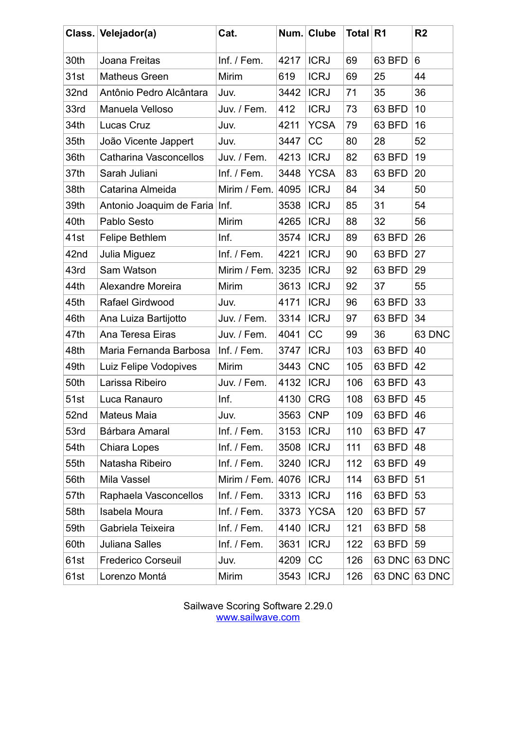| Class. | Velejador(a) | Cat. | Num. | Clube | Total | R1 | R2 |
|---|---|---|---|---|---|---|---|
| 30th | Joana Freitas | Inf. / Fem. | 4217 | ICRJ | 69 | 63 BFD | 6 |
| 31st | Matheus Green | Mirim | 619 | ICRJ | 69 | 25 | 44 |
| 32nd | Antônio Pedro Alcântara | Juv. | 3442 | ICRJ | 71 | 35 | 36 |
| 33rd | Manuela Velloso | Juv. / Fem. | 412 | ICRJ | 73 | 63 BFD | 10 |
| 34th | Lucas Cruz | Juv. | 4211 | YCSA | 79 | 63 BFD | 16 |
| 35th | João Vicente Jappert | Juv. | 3447 | CC | 80 | 28 | 52 |
| 36th | Catharina Vasconcellos | Juv. / Fem. | 4213 | ICRJ | 82 | 63 BFD | 19 |
| 37th | Sarah Juliani | Inf. / Fem. | 3448 | YCSA | 83 | 63 BFD | 20 |
| 38th | Catarina Almeida | Mirim / Fem. | 4095 | ICRJ | 84 | 34 | 50 |
| 39th | Antonio Joaquim de Faria | Inf. | 3538 | ICRJ | 85 | 31 | 54 |
| 40th | Pablo Sesto | Mirim | 4265 | ICRJ | 88 | 32 | 56 |
| 41st | Felipe Bethlem | Inf. | 3574 | ICRJ | 89 | 63 BFD | 26 |
| 42nd | Julia Miguez | Inf. / Fem. | 4221 | ICRJ | 90 | 63 BFD | 27 |
| 43rd | Sam Watson | Mirim / Fem. | 3235 | ICRJ | 92 | 63 BFD | 29 |
| 44th | Alexandre Moreira | Mirim | 3613 | ICRJ | 92 | 37 | 55 |
| 45th | Rafael Girdwood | Juv. | 4171 | ICRJ | 96 | 63 BFD | 33 |
| 46th | Ana Luiza Bartijotto | Juv. / Fem. | 3314 | ICRJ | 97 | 63 BFD | 34 |
| 47th | Ana Teresa Eiras | Juv. / Fem. | 4041 | CC | 99 | 36 | 63 DNC |
| 48th | Maria Fernanda Barbosa | Inf. / Fem. | 3747 | ICRJ | 103 | 63 BFD | 40 |
| 49th | Luiz Felipe Vodopives | Mirim | 3443 | CNC | 105 | 63 BFD | 42 |
| 50th | Larissa Ribeiro | Juv. / Fem. | 4132 | ICRJ | 106 | 63 BFD | 43 |
| 51st | Luca Ranauro | Inf. | 4130 | CRG | 108 | 63 BFD | 45 |
| 52nd | Mateus Maia | Juv. | 3563 | CNP | 109 | 63 BFD | 46 |
| 53rd | Bárbara Amaral | Inf. / Fem. | 3153 | ICRJ | 110 | 63 BFD | 47 |
| 54th | Chiara Lopes | Inf. / Fem. | 3508 | ICRJ | 111 | 63 BFD | 48 |
| 55th | Natasha Ribeiro | Inf. / Fem. | 3240 | ICRJ | 112 | 63 BFD | 49 |
| 56th | Mila Vassel | Mirim / Fem. | 4076 | ICRJ | 114 | 63 BFD | 51 |
| 57th | Raphaela Vasconcellos | Inf. / Fem. | 3313 | ICRJ | 116 | 63 BFD | 53 |
| 58th | Isabela Moura | Inf. / Fem. | 3373 | YCSA | 120 | 63 BFD | 57 |
| 59th | Gabriela Teixeira | Inf. / Fem. | 4140 | ICRJ | 121 | 63 BFD | 58 |
| 60th | Juliana Salles | Inf. / Fem. | 3631 | ICRJ | 122 | 63 BFD | 59 |
| 61st | Frederico Corseuil | Juv. | 4209 | CC | 126 | 63 DNC | 63 DNC |
| 61st | Lorenzo Montá | Mirim | 3543 | ICRJ | 126 | 63 DNC | 63 DNC |

Sailwave Scoring Software 2.29.0
www.sailwave.com